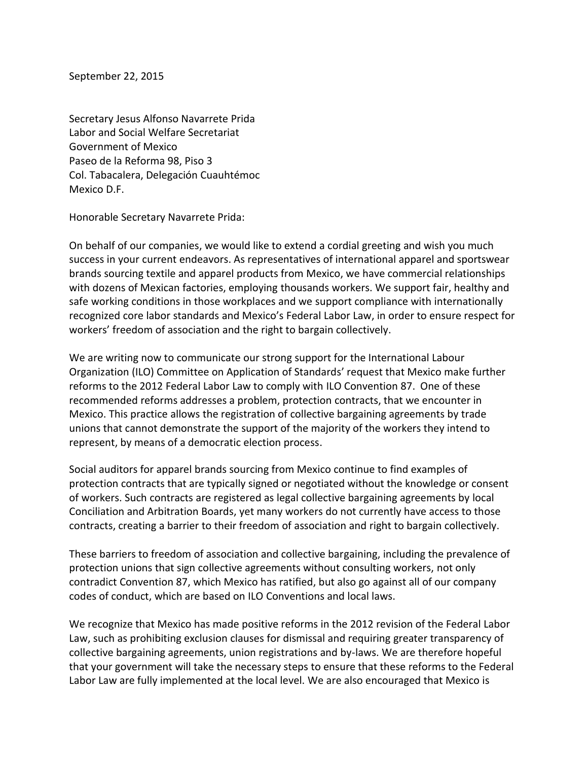September 22, 2015

Secretary Jesus Alfonso Navarrete Prida
Labor and Social Welfare Secretariat
Government of Mexico
Paseo de la Reforma 98, Piso 3
Col. Tabacalera, Delegación Cuauhtémoc
Mexico D.F.

Honorable Secretary Navarrete Prida:

On behalf of our companies, we would like to extend a cordial greeting and wish you much success in your current endeavors. As representatives of international apparel and sportswear brands sourcing textile and apparel products from Mexico, we have commercial relationships with dozens of Mexican factories, employing thousands workers. We support fair, healthy and safe working conditions in those workplaces and we support compliance with internationally recognized core labor standards and Mexico's Federal Labor Law, in order to ensure respect for workers' freedom of association and the right to bargain collectively.

We are writing now to communicate our strong support for the International Labour Organization (ILO) Committee on Application of Standards' request that Mexico make further reforms to the 2012 Federal Labor Law to comply with ILO Convention 87. One of these recommended reforms addresses a problem, protection contracts, that we encounter in Mexico. This practice allows the registration of collective bargaining agreements by trade unions that cannot demonstrate the support of the majority of the workers they intend to represent, by means of a democratic election process.

Social auditors for apparel brands sourcing from Mexico continue to find examples of protection contracts that are typically signed or negotiated without the knowledge or consent of workers. Such contracts are registered as legal collective bargaining agreements by local Conciliation and Arbitration Boards, yet many workers do not currently have access to those contracts, creating a barrier to their freedom of association and right to bargain collectively.

These barriers to freedom of association and collective bargaining, including the prevalence of protection unions that sign collective agreements without consulting workers, not only contradict Convention 87, which Mexico has ratified, but also go against all of our company codes of conduct, which are based on ILO Conventions and local laws.

We recognize that Mexico has made positive reforms in the 2012 revision of the Federal Labor Law, such as prohibiting exclusion clauses for dismissal and requiring greater transparency of collective bargaining agreements, union registrations and by-laws. We are therefore hopeful that your government will take the necessary steps to ensure that these reforms to the Federal Labor Law are fully implemented at the local level. We are also encouraged that Mexico is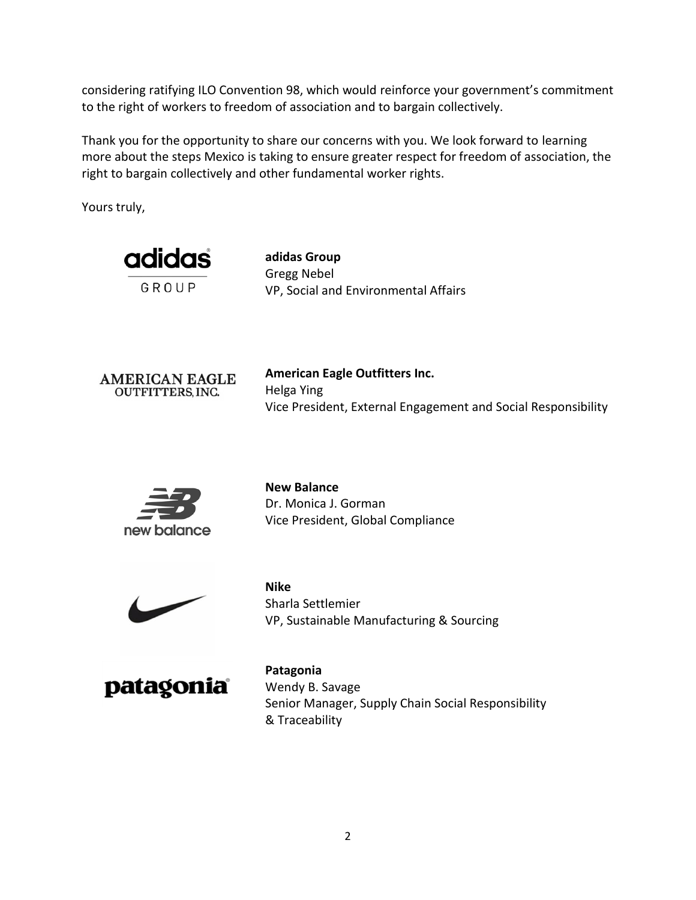considering ratifying ILO Convention 98, which would reinforce your government's commitment to the right of workers to freedom of association and to bargain collectively.

Thank you for the opportunity to share our concerns with you. We look forward to learning more about the steps Mexico is taking to ensure greater respect for freedom of association, the right to bargain collectively and other fundamental worker rights.

Yours truly,

**adidas Group**
Gregg Nebel
VP, Social and Environmental Affairs

**American Eagle Outfitters Inc.**
Helga Ying
Vice President, External Engagement and Social Responsibility

**New Balance**
Dr. Monica J. Gorman
Vice President, Global Compliance

**Nike**
Sharla Settlemier
VP, Sustainable Manufacturing & Sourcing

**Patagonia**
Wendy B. Savage
Senior Manager, Supply Chain Social Responsibility & Traceability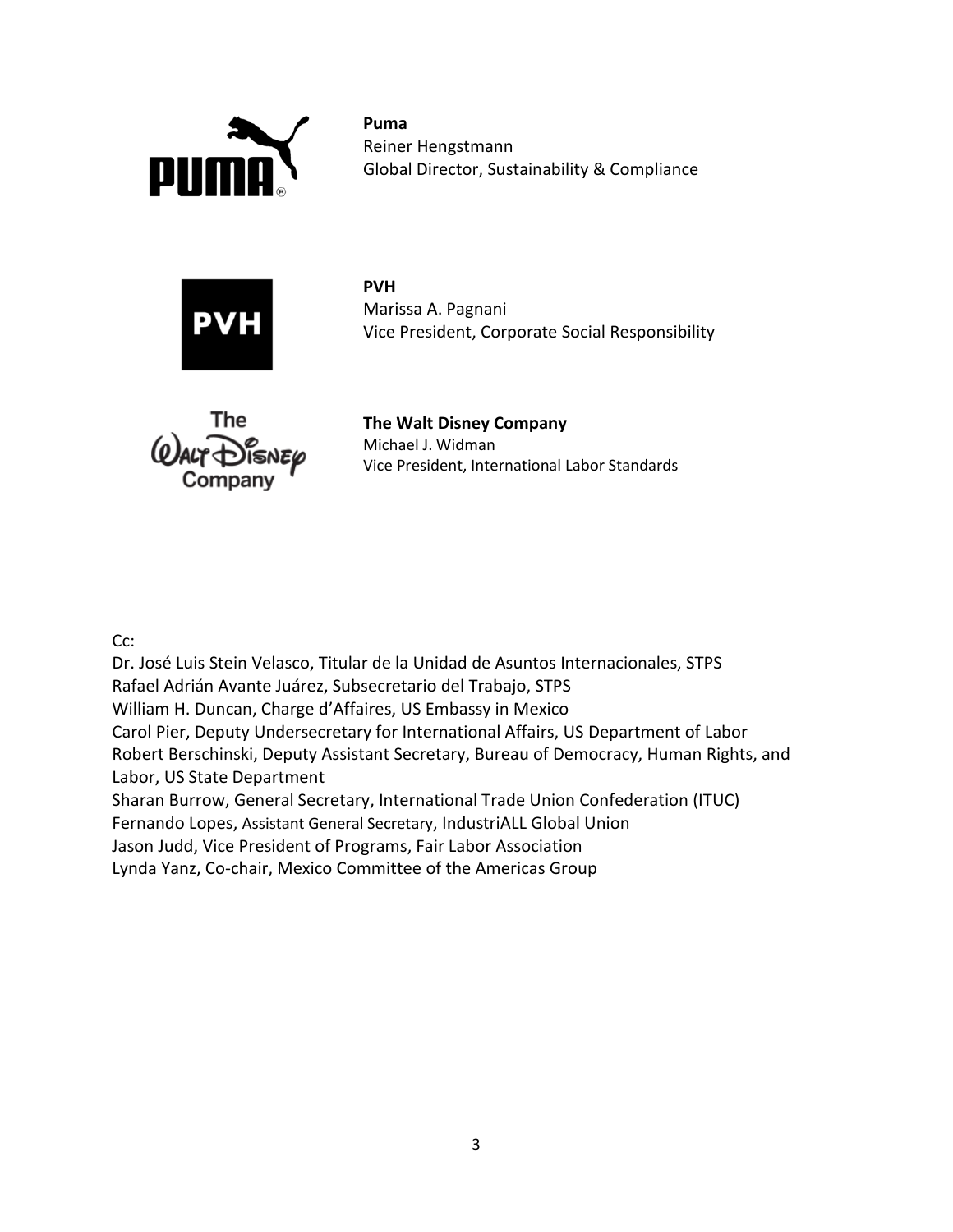**Puma**
Reiner Hengstmann
Global Director, Sustainability & Compliance

**PVH**
Marissa A. Pagnani
Vice President, Corporate Social Responsibility

**The Walt Disney Company**
Michael J. Widman
Vice President, International Labor Standards

Cc:
Dr. José Luis Stein Velasco, Titular de la Unidad de Asuntos Internacionales, STPS
Rafael Adrián Avante Juárez, Subsecretario del Trabajo, STPS
William H. Duncan, Charge d'Affaires, US Embassy in Mexico
Carol Pier, Deputy Undersecretary for International Affairs, US Department of Labor
Robert Berschinski, Deputy Assistant Secretary, Bureau of Democracy, Human Rights, and Labor, US State Department
Sharan Burrow, General Secretary, International Trade Union Confederation (ITUC)
Fernando Lopes, Assistant General Secretary, IndustriALL Global Union
Jason Judd, Vice President of Programs, Fair Labor Association
Lynda Yanz, Co-chair, Mexico Committee of the Americas Group